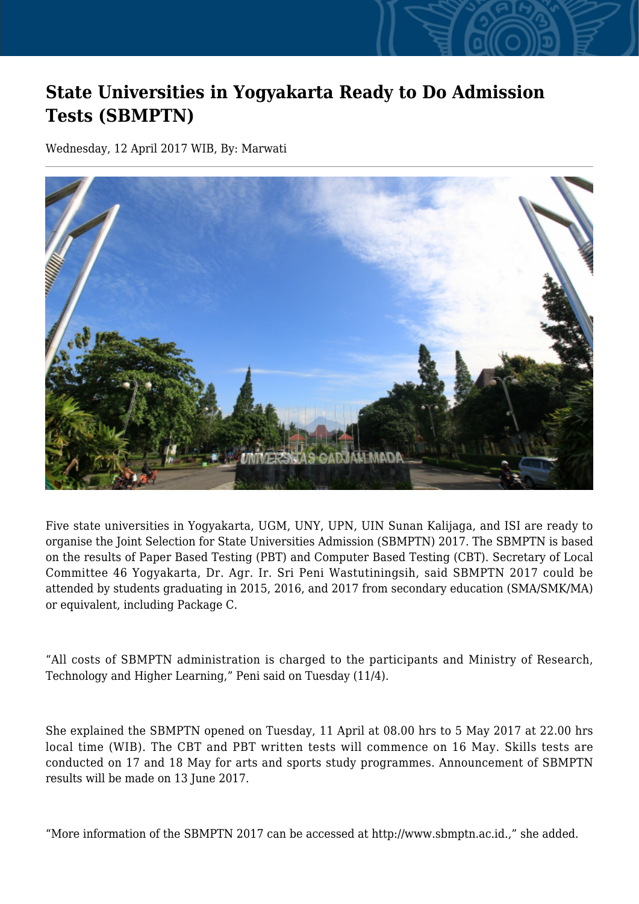# State Universities in Yogyakarta Ready to Do Admission Tests (SBMPTN)

Wednesday, 12 April 2017 WIB, By: Marwati

Five state universities in Yogyakarta, UGM, UNY, UPN, UIN Sunan Kalijaga, and ISI are ready to organise the Joint Selection for State Universities Admission (SBMPTN) 2017. The SBMPTN is based on the results of Paper Based Testing (PBT) and Computer Based Testing (CBT). Secretary of Local Committee 46 Yogyakarta, Dr. Agr. Ir. Sri Peni Wastutiningsih, said SBMPTN 2017 could be attended by students graduating in 2015, 2016, and 2017 from secondary education (SMA/SMK/MA) or equivalent, including Package C.

"All costs of SBMPTN administration is charged to the participants and Ministry of Research, Technology and Higher Learning," Peni said on Tuesday (11/4).

She explained the SBMPTN opened on Tuesday, 11 April at 08.00 hrs to 5 May 2017 at 22.00 hrs local time (WIB). The CBT and PBT written tests will commence on 16 May. Skills tests are conducted on 17 and 18 May for arts and sports study programmes. Announcement of SBMPTN results will be made on 13 June 2017.

"More information of the SBMPTN 2017 can be accessed at http://www.sbmptn.ac.id.," she added.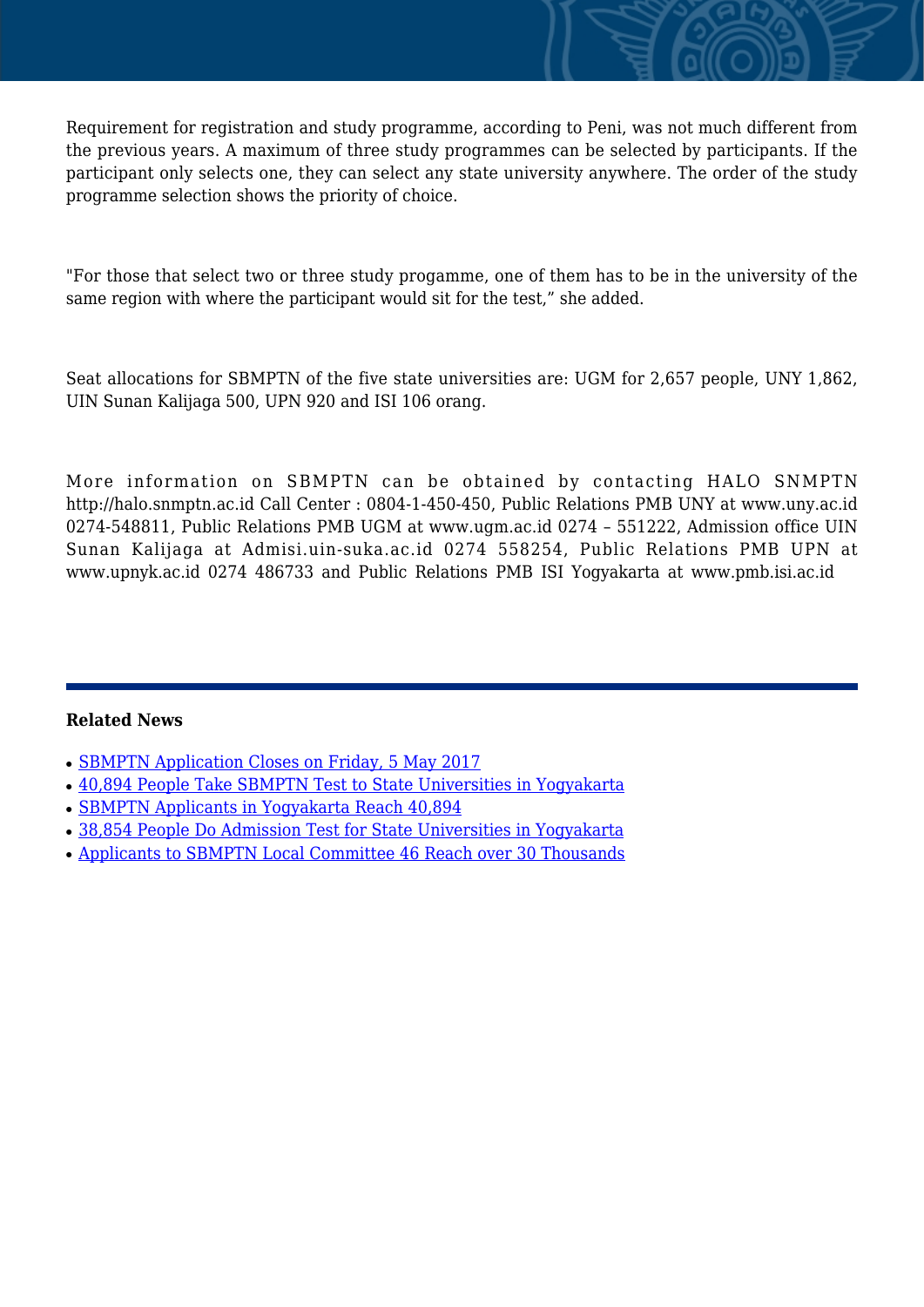Requirement for registration and study programme, according to Peni, was not much different from the previous years. A maximum of three study programmes can be selected by participants. If the participant only selects one, they can select any state university anywhere. The order of the study programme selection shows the priority of choice.

"For those that select two or three study progamme, one of them has to be in the university of the same region with where the participant would sit for the test," she added.

Seat allocations for SBMPTN of the five state universities are: UGM for 2,657 people, UNY 1,862, UIN Sunan Kalijaga 500, UPN 920 and ISI 106 orang.

More information on SBMPTN can be obtained by contacting HALO SNMPTN http://halo.snmptn.ac.id Call Center : 0804-1-450-450, Public Relations PMB UNY at www.uny.ac.id 0274-548811, Public Relations PMB UGM at www.ugm.ac.id 0274 – 551222, Admission office UIN Sunan Kalijaga at Admisi.uin-suka.ac.id 0274 558254, Public Relations PMB UPN at www.upnyk.ac.id 0274 486733 and Public Relations PMB ISI Yogyakarta at www.pmb.isi.ac.id

---

**Related News**

- SBMPTN Application Closes on Friday, 5 May 2017
- 40,894 People Take SBMPTN Test to State Universities in Yogyakarta
- SBMPTN Applicants in Yogyakarta Reach 40,894
- 38,854 People Do Admission Test for State Universities in Yogyakarta
- Applicants to SBMPTN Local Committee 46 Reach over 30 Thousands